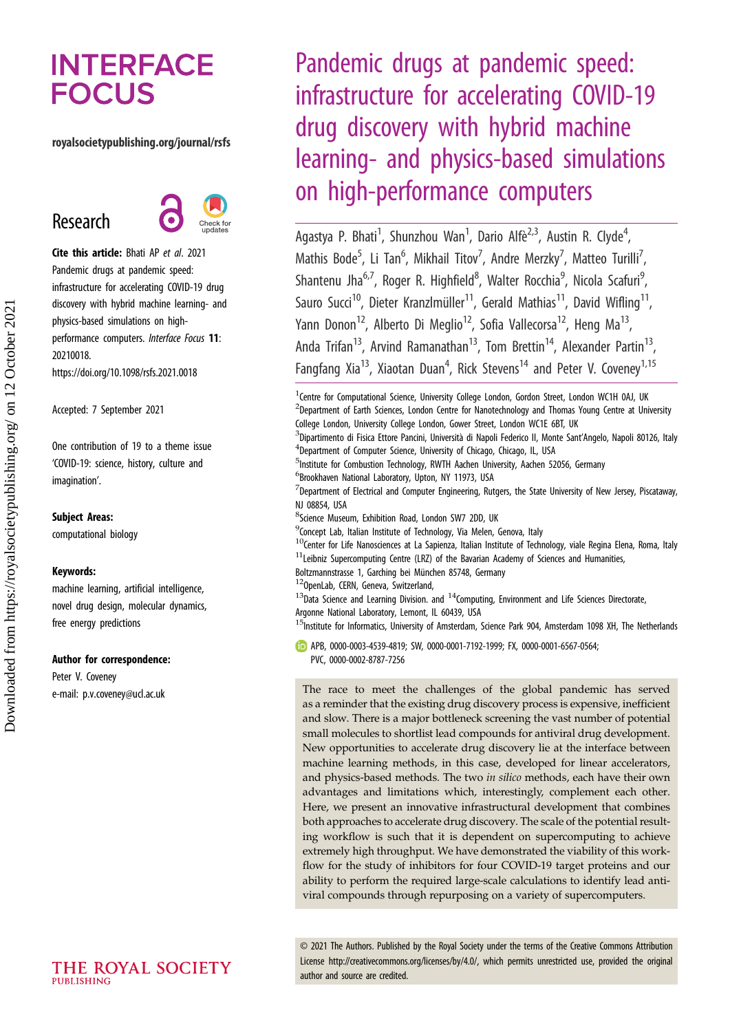# Pandemic drugs at pandemic speed: infrastructure for accelerating COVID-19 drug discovery with hybrid machine learning- and physics-based simulations on high-performance computers

Agastya P. Bhati[1], Shunzhou Wan[1], Dario Alfè[2,3], Austin R. Clyde[4], Mathis Bode[5], Li Tan[6], Mikhail Titov[7], Andre Merzky[7], Matteo Turilli[7], Shantenu Jha[6,7], Roger R. Highfield[8], Walter Rocchia[9], Nicola Scafuri[9], Sauro Succi[10], Dieter Kranzlmüller[11], Gerald Mathias[11], David Wifling[11], Yann Donon[12], Alberto Di Meglio[12], Sofia Vallecorsa[12], Heng Ma[13], Anda Trifan[13], Arvind Ramanathan[13], Tom Brettin[14], Alexander Partin[13], Fangfang Xia[13], Xiaotan Duan[4], Rick Stevens[14] and Peter V. Coveney[1,15]

[1]Centre for Computational Science, University College London, Gordon Street, London WC1H 0AJ, UK
[2]Department of Earth Sciences, London Centre for Nanotechnology and Thomas Young Centre at University College London, University College London, Gower Street, London WC1E 6BT, UK
[3]Dipartimento di Fisica Ettore Pancini, Università di Napoli Federico II, Monte Sant'Angelo, Napoli 80126, Italy
[4]Department of Computer Science, University of Chicago, Chicago, IL, USA
[5]Institute for Combustion Technology, RWTH Aachen University, Aachen 52056, Germany
[6]Brookhaven National Laboratory, Upton, NY 11973, USA
[7]Department of Electrical and Computer Engineering, Rutgers, the State University of New Jersey, Piscataway, NJ 08854, USA
[8]Science Museum, Exhibition Road, London SW7 2DD, UK
[9]Concept Lab, Italian Institute of Technology, Via Melen, Genova, Italy
[10]Center for Life Nanosciences at La Sapienza, Italian Institute of Technology, viale Regina Elena, Roma, Italy
[11]Leibniz Supercomputing Centre (LRZ) of the Bavarian Academy of Sciences and Humanities, Boltzmannstrasse 1, Garching bei München 85748, Germany
[12]OpenLab, CERN, Geneva, Switzerland,
[13]Data Science and Learning Division. and [14]Computing, Environment and Life Sciences Directorate, Argonne National Laboratory, Lemont, IL 60439, USA
[15]Institute for Informatics, University of Amsterdam, Science Park 904, Amsterdam 1098 XH, The Netherlands

APB, 0000-0003-4539-4819; SW, 0000-0001-7192-1999; FX, 0000-0001-6567-0564; PVC, 0000-0002-8787-7256

**Research**

**Cite this article:** Bhati AP *et al.* 2021 Pandemic drugs at pandemic speed: infrastructure for accelerating COVID-19 drug discovery with hybrid machine learning- and physics-based simulations on high-performance computers. *Interface Focus* **11**: 20210018.
https://doi.org/10.1098/rsfs.2021.0018

Accepted: 7 September 2021

One contribution of 19 to a theme issue 'COVID-19: science, history, culture and imagination'.

**Subject Areas:**
computational biology

**Keywords:**
machine learning, artificial intelligence, novel drug design, molecular dynamics, free energy predictions

**Author for correspondence:**
Peter V. Coveney
e-mail: p.v.coveney@ucl.ac.uk

The race to meet the challenges of the global pandemic has served as a reminder that the existing drug discovery process is expensive, inefficient and slow. There is a major bottleneck screening the vast number of potential small molecules to shortlist lead compounds for antiviral drug development. New opportunities to accelerate drug discovery lie at the interface between machine learning methods, in this case, developed for linear accelerators, and physics-based methods. The two *in silico* methods, each have their own advantages and limitations which, interestingly, complement each other. Here, we present an innovative infrastructural development that combines both approaches to accelerate drug discovery. The scale of the potential resulting workflow is such that it is dependent on supercomputing to achieve extremely high throughput. We have demonstrated the viability of this workflow for the study of inhibitors for four COVID-19 target proteins and our ability to perform the required large-scale calculations to identify lead antiviral compounds through repurposing on a variety of supercomputers.

© 2021 The Authors. Published by the Royal Society under the terms of the Creative Commons Attribution License http://creativecommons.org/licenses/by/4.0/, which permits unrestricted use, provided the original author and source are credited.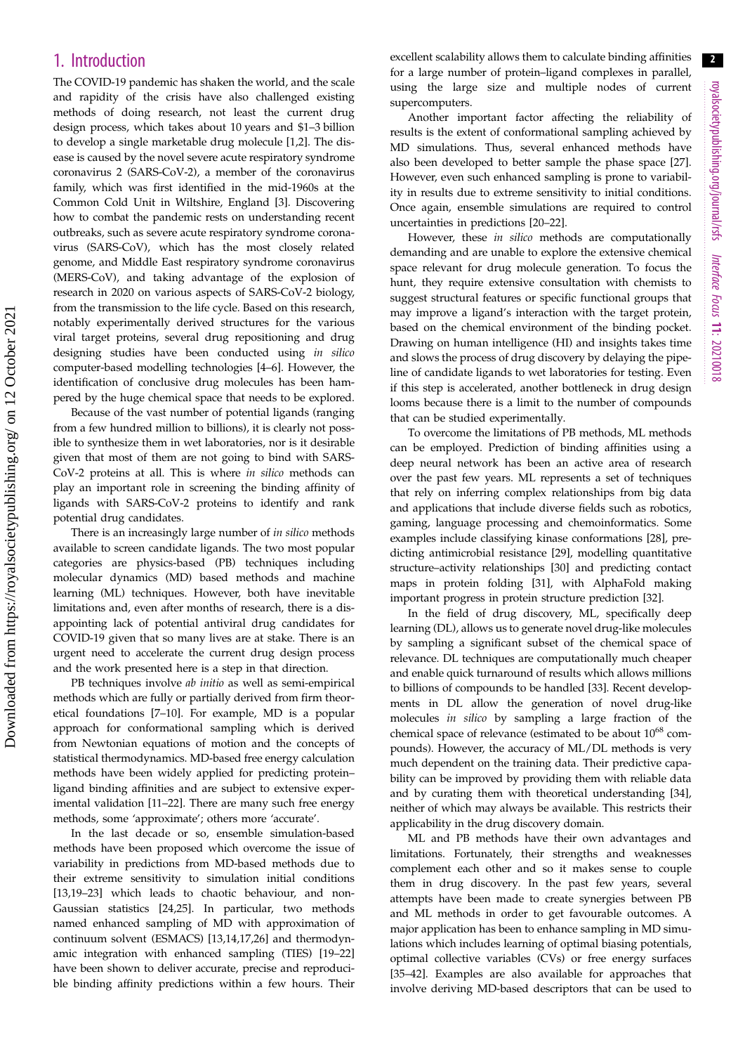## 1. Introduction

The COVID-19 pandemic has shaken the world, and the scale and rapidity of the crisis have also challenged existing methods of doing research, not least the current drug design process, which takes about 10 years and \$1–3 billion to develop a single marketable drug molecule [1,2]. The disease is caused by the novel severe acute respiratory syndrome coronavirus 2 (SARS-CoV-2), a member of the coronavirus family, which was first identified in the mid-1960s at the Common Cold Unit in Wiltshire, England [3]. Discovering how to combat the pandemic rests on understanding recent outbreaks, such as severe acute respiratory syndrome coronavirus (SARS-CoV), which has the most closely related genome, and Middle East respiratory syndrome coronavirus (MERS-CoV), and taking advantage of the explosion of research in 2020 on various aspects of SARS-CoV-2 biology, from the transmission to the life cycle. Based on this research, notably experimentally derived structures for the various viral target proteins, several drug repositioning and drug designing studies have been conducted using *in silico* computer-based modelling technologies [4–6]. However, the identification of conclusive drug molecules has been hampered by the huge chemical space that needs to be explored.

Because of the vast number of potential ligands (ranging from a few hundred million to billions), it is clearly not possible to synthesize them in wet laboratories, nor is it desirable given that most of them are not going to bind with SARS-CoV-2 proteins at all. This is where *in silico* methods can play an important role in screening the binding affinity of ligands with SARS-CoV-2 proteins to identify and rank potential drug candidates.

There is an increasingly large number of *in silico* methods available to screen candidate ligands. The two most popular categories are physics-based (PB) techniques including molecular dynamics (MD) based methods and machine learning (ML) techniques. However, both have inevitable limitations and, even after months of research, there is a disappointing lack of potential antiviral drug candidates for COVID-19 given that so many lives are at stake. There is an urgent need to accelerate the current drug design process and the work presented here is a step in that direction.

PB techniques involve *ab initio* as well as semi-empirical methods which are fully or partially derived from firm theoretical foundations [7–10]. For example, MD is a popular approach for conformational sampling which is derived from Newtonian equations of motion and the concepts of statistical thermodynamics. MD-based free energy calculation methods have been widely applied for predicting protein–ligand binding affinities and are subject to extensive experimental validation [11–22]. There are many such free energy methods, some 'approximate'; others more 'accurate'.

In the last decade or so, ensemble simulation-based methods have been proposed which overcome the issue of variability in predictions from MD-based methods due to their extreme sensitivity to simulation initial conditions [13,19–23] which leads to chaotic behaviour, and non-Gaussian statistics [24,25]. In particular, two methods named enhanced sampling of MD with approximation of continuum solvent (ESMACS) [13,14,17,26] and thermodynamic integration with enhanced sampling (TIES) [19–22] have been shown to deliver accurate, precise and reproducible binding affinity predictions within a few hours. Their excellent scalability allows them to calculate binding affinities for a large number of protein–ligand complexes in parallel, using the large size and multiple nodes of current supercomputers.

Another important factor affecting the reliability of results is the extent of conformational sampling achieved by MD simulations. Thus, several enhanced methods have also been developed to better sample the phase space [27]. However, even such enhanced sampling is prone to variability in results due to extreme sensitivity to initial conditions. Once again, ensemble simulations are required to control uncertainties in predictions [20–22].

However, these *in silico* methods are computationally demanding and are unable to explore the extensive chemical space relevant for drug molecule generation. To focus the hunt, they require extensive consultation with chemists to suggest structural features or specific functional groups that may improve a ligand's interaction with the target protein, based on the chemical environment of the binding pocket. Drawing on human intelligence (HI) and insights takes time and slows the process of drug discovery by delaying the pipeline of candidate ligands to wet laboratories for testing. Even if this step is accelerated, another bottleneck in drug design looms because there is a limit to the number of compounds that can be studied experimentally.

To overcome the limitations of PB methods, ML methods can be employed. Prediction of binding affinities using a deep neural network has been an active area of research over the past few years. ML represents a set of techniques that rely on inferring complex relationships from big data and applications that include diverse fields such as robotics, gaming, language processing and chemoinformatics. Some examples include classifying kinase conformations [28], predicting antimicrobial resistance [29], modelling quantitative structure–activity relationships [30] and predicting contact maps in protein folding [31], with AlphaFold making important progress in protein structure prediction [32].

In the field of drug discovery, ML, specifically deep learning (DL), allows us to generate novel drug-like molecules by sampling a significant subset of the chemical space of relevance. DL techniques are computationally much cheaper and enable quick turnaround of results which allows millions to billions of compounds to be handled [33]. Recent developments in DL allow the generation of novel drug-like molecules *in silico* by sampling a large fraction of the chemical space of relevance (estimated to be about $10^{68}$ compounds). However, the accuracy of ML/DL methods is very much dependent on the training data. Their predictive capability can be improved by providing them with reliable data and by curating them with theoretical understanding [34], neither of which may always be available. This restricts their applicability in the drug discovery domain.

ML and PB methods have their own advantages and limitations. Fortunately, their strengths and weaknesses complement each other and so it makes sense to couple them in drug discovery. In the past few years, several attempts have been made to create synergies between PB and ML methods in order to get favourable outcomes. A major application has been to enhance sampling in MD simulations which includes learning of optimal biasing potentials, optimal collective variables (CVs) or free energy surfaces [35–42]. Examples are also available for approaches that involve deriving MD-based descriptors that can be used to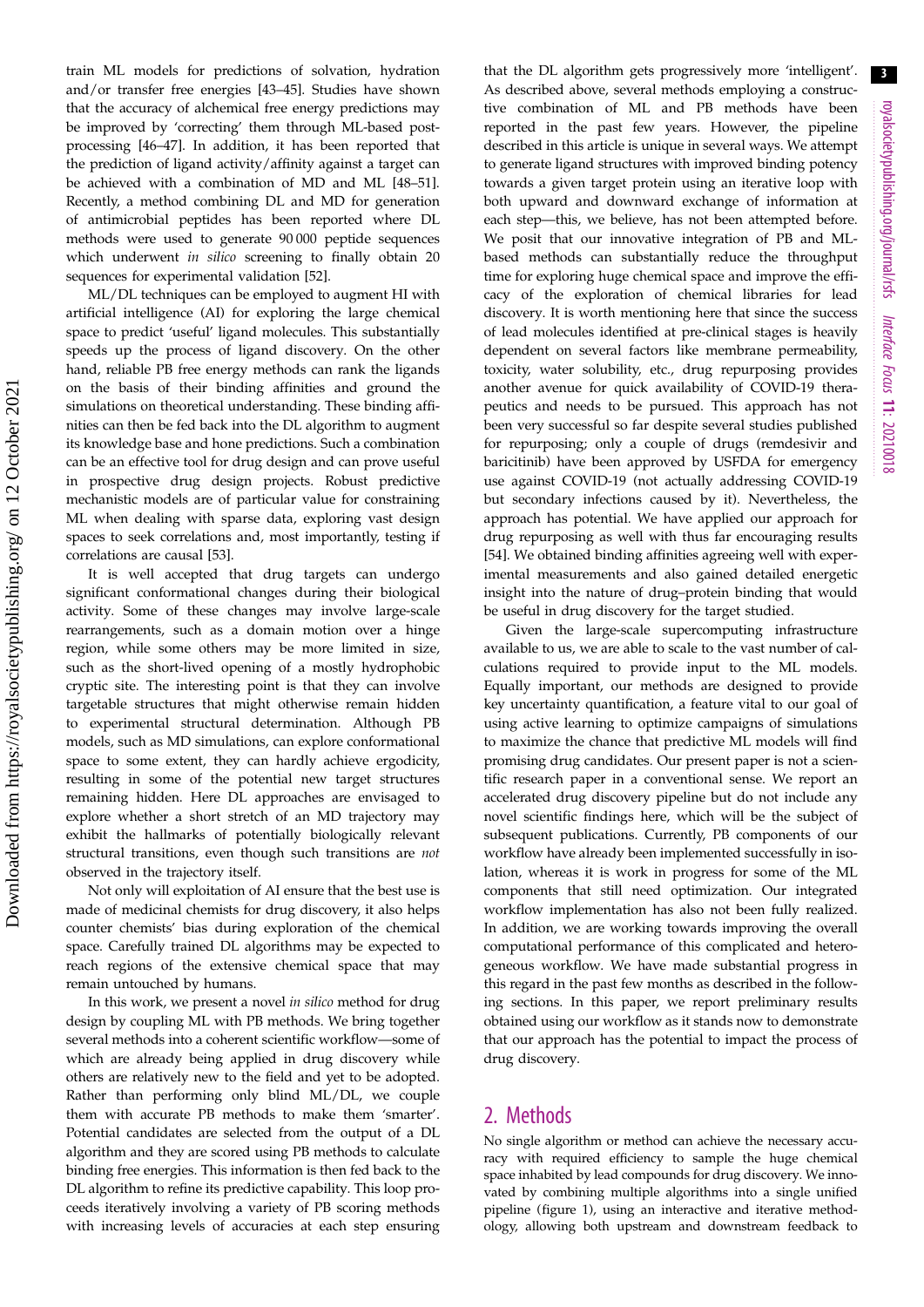train ML models for predictions of solvation, hydration and/or transfer free energies [43–45]. Studies have shown that the accuracy of alchemical free energy predictions may be improved by 'correcting' them through ML-based post-processing [46–47]. In addition, it has been reported that the prediction of ligand activity/affinity against a target can be achieved with a combination of MD and ML [48–51]. Recently, a method combining DL and MD for generation of antimicrobial peptides has been reported where DL methods were used to generate 90 000 peptide sequences which underwent *in silico* screening to finally obtain 20 sequences for experimental validation [52].

ML/DL techniques can be employed to augment HI with artificial intelligence (AI) for exploring the large chemical space to predict 'useful' ligand molecules. This substantially speeds up the process of ligand discovery. On the other hand, reliable PB free energy methods can rank the ligands on the basis of their binding affinities and ground the simulations on theoretical understanding. These binding affinities can then be fed back into the DL algorithm to augment its knowledge base and hone predictions. Such a combination can be an effective tool for drug design and can prove useful in prospective drug design projects. Robust predictive mechanistic models are of particular value for constraining ML when dealing with sparse data, exploring vast design spaces to seek correlations and, most importantly, testing if correlations are causal [53].

It is well accepted that drug targets can undergo significant conformational changes during their biological activity. Some of these changes may involve large-scale rearrangements, such as a domain motion over a hinge region, while some others may be more limited in size, such as the short-lived opening of a mostly hydrophobic cryptic site. The interesting point is that they can involve targetable structures that might otherwise remain hidden to experimental structural determination. Although PB models, such as MD simulations, can explore conformational space to some extent, they can hardly achieve ergodicity, resulting in some of the potential new target structures remaining hidden. Here DL approaches are envisaged to explore whether a short stretch of an MD trajectory may exhibit the hallmarks of potentially biologically relevant structural transitions, even though such transitions are *not* observed in the trajectory itself.

Not only will exploitation of AI ensure that the best use is made of medicinal chemists for drug discovery, it also helps counter chemists' bias during exploration of the chemical space. Carefully trained DL algorithms may be expected to reach regions of the extensive chemical space that may remain untouched by humans.

In this work, we present a novel *in silico* method for drug design by coupling ML with PB methods. We bring together several methods into a coherent scientific workflow—some of which are already being applied in drug discovery while others are relatively new to the field and yet to be adopted. Rather than performing only blind ML/DL, we couple them with accurate PB methods to make them 'smarter'. Potential candidates are selected from the output of a DL algorithm and they are scored using PB methods to calculate binding free energies. This information is then fed back to the DL algorithm to refine its predictive capability. This loop proceeds iteratively involving a variety of PB scoring methods with increasing levels of accuracies at each step ensuring that the DL algorithm gets progressively more 'intelligent'. As described above, several methods employing a constructive combination of ML and PB methods have been reported in the past few years. However, the pipeline described in this article is unique in several ways. We attempt to generate ligand structures with improved binding potency towards a given target protein using an iterative loop with both upward and downward exchange of information at each step—this, we believe, has not been attempted before. We posit that our innovative integration of PB and ML-based methods can substantially reduce the throughput time for exploring huge chemical space and improve the efficacy of the exploration of chemical libraries for lead discovery. It is worth mentioning here that since the success of lead molecules identified at pre-clinical stages is heavily dependent on several factors like membrane permeability, toxicity, water solubility, etc., drug repurposing provides another avenue for quick availability of COVID-19 therapeutics and needs to be pursued. This approach has not been very successful so far despite several studies published for repurposing; only a couple of drugs (remdesivir and baricitinib) have been approved by USFDA for emergency use against COVID-19 (not actually addressing COVID-19 but secondary infections caused by it). Nevertheless, the approach has potential. We have applied our approach for drug repurposing as well with thus far encouraging results [54]. We obtained binding affinities agreeing well with experimental measurements and also gained detailed energetic insight into the nature of drug–protein binding that would be useful in drug discovery for the target studied.

Given the large-scale supercomputing infrastructure available to us, we are able to scale to the vast number of calculations required to provide input to the ML models. Equally important, our methods are designed to provide key uncertainty quantification, a feature vital to our goal of using active learning to optimize campaigns of simulations to maximize the chance that predictive ML models will find promising drug candidates. Our present paper is not a scientific research paper in a conventional sense. We report an accelerated drug discovery pipeline but do not include any novel scientific findings here, which will be the subject of subsequent publications. Currently, PB components of our workflow have already been implemented successfully in isolation, whereas it is work in progress for some of the ML components that still need optimization. Our integrated workflow implementation has also not been fully realized. In addition, we are working towards improving the overall computational performance of this complicated and heterogeneous workflow. We have made substantial progress in this regard in the past few months as described in the following sections. In this paper, we report preliminary results obtained using our workflow as it stands now to demonstrate that our approach has the potential to impact the process of drug discovery.

## 2. Methods

No single algorithm or method can achieve the necessary accuracy with required efficiency to sample the huge chemical space inhabited by lead compounds for drug discovery. We innovated by combining multiple algorithms into a single unified pipeline (figure 1), using an interactive and iterative methodology, allowing both upstream and downstream feedback to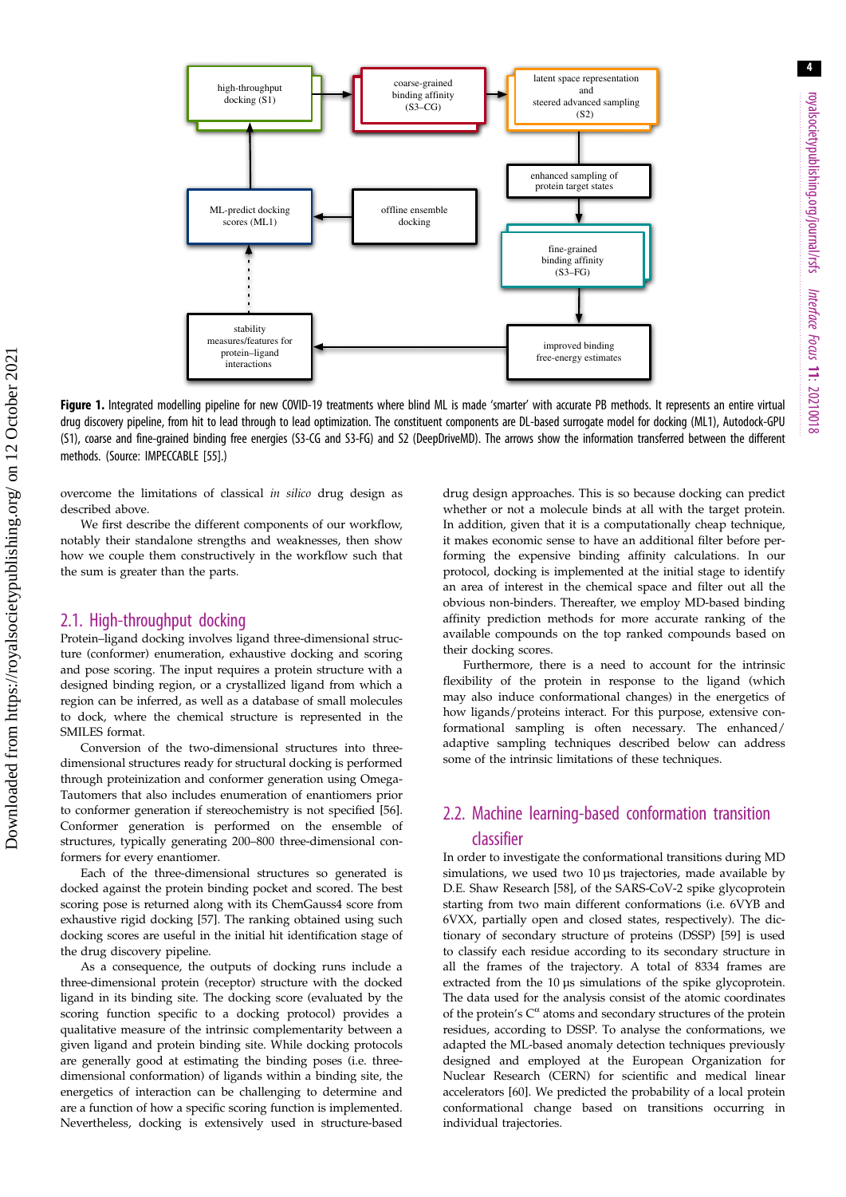Figure 1. Integrated modelling pipeline for new COVID-19 treatments where blind ML is made 'smarter' with accurate PB methods. It represents an entire virtual drug discovery pipeline, from hit to lead through to lead optimization. The constituent components are DL-based surrogate model for docking (ML1), Autodock-GPU (S1), coarse and fine-grained binding free energies (S3-CG and S3-FG) and S2 (DeepDriveMD). The arrows show the information transferred between the different methods. (Source: IMPECCABLE [55].)

overcome the limitations of classical *in silico* drug design as described above.

We first describe the different components of our workflow, notably their standalone strengths and weaknesses, then show how we couple them constructively in the workflow such that the sum is greater than the parts.

## 2.1. High-throughput docking

Protein–ligand docking involves ligand three-dimensional structure (conformer) enumeration, exhaustive docking and scoring and pose scoring. The input requires a protein structure with a designed binding region, or a crystallized ligand from which a region can be inferred, as well as a database of small molecules to dock, where the chemical structure is represented in the SMILES format.

Conversion of the two-dimensional structures into three-dimensional structures ready for structural docking is performed through proteinization and conformer generation using Omega-Tautomers that also includes enumeration of enantiomers prior to conformer generation if stereochemistry is not specified [56]. Conformer generation is performed on the ensemble of structures, typically generating 200–800 three-dimensional conformers for every enantiomer.

Each of the three-dimensional structures so generated is docked against the protein binding pocket and scored. The best scoring pose is returned along with its ChemGauss4 score from exhaustive rigid docking [57]. The ranking obtained using such docking scores are useful in the initial hit identification stage of the drug discovery pipeline.

As a consequence, the outputs of docking runs include a three-dimensional protein (receptor) structure with the docked ligand in its binding site. The docking score (evaluated by the scoring function specific to a docking protocol) provides a qualitative measure of the intrinsic complementarity between a given ligand and protein binding site. While docking protocols are generally good at estimating the binding poses (i.e. three-dimensional conformation) of ligands within a binding site, the energetics of interaction can be challenging to determine and are a function of how a specific scoring function is implemented. Nevertheless, docking is extensively used in structure-based drug design approaches. This is so because docking can predict whether or not a molecule binds at all with the target protein. In addition, given that it is a computationally cheap technique, it makes economic sense to have an additional filter before performing the expensive binding affinity calculations. In our protocol, docking is implemented at the initial stage to identify an area of interest in the chemical space and filter out all the obvious non-binders. Thereafter, we employ MD-based binding affinity prediction methods for more accurate ranking of the available compounds on the top ranked compounds based on their docking scores.

Furthermore, there is a need to account for the intrinsic flexibility of the protein in response to the ligand (which may also induce conformational changes) in the energetics of how ligands/proteins interact. For this purpose, extensive conformational sampling is often necessary. The enhanced/adaptive sampling techniques described below can address some of the intrinsic limitations of these techniques.

## 2.2. Machine learning-based conformation transition classifier

In order to investigate the conformational transitions during MD simulations, we used two 10 µs trajectories, made available by D.E. Shaw Research [58], of the SARS-CoV-2 spike glycoprotein starting from two main different conformations (i.e. 6VYB and 6VXX, partially open and closed states, respectively). The dictionary of secondary structure of proteins (DSSP) [59] is used to classify each residue according to its secondary structure in all the frames of the trajectory. A total of 8334 frames are extracted from the 10 µs simulations of the spike glycoprotein. The data used for the analysis consist of the atomic coordinates of the protein's $C^{\alpha}$ atoms and secondary structures of the protein residues, according to DSSP. To analyse the conformations, we adapted the ML-based anomaly detection techniques previously designed and employed at the European Organization for Nuclear Research (CERN) for scientific and medical linear accelerators [60]. We predicted the probability of a local protein conformational change based on transitions occurring in individual trajectories.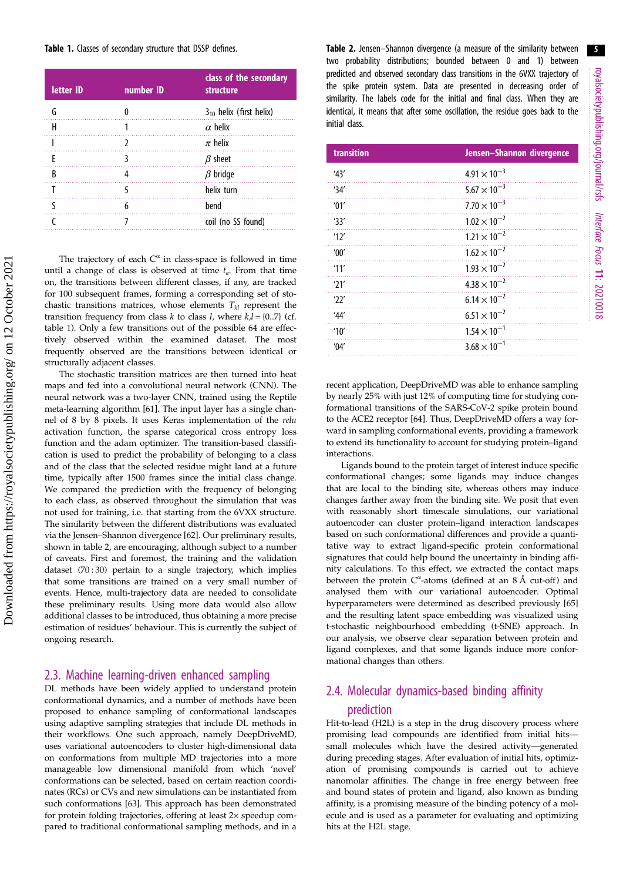**Table 1.** Classes of secondary structure that DSSP defines.

| letter ID | number ID | class of the secondary structure |
|---|---|---|
| G | 0 | $3_{10}$ helix (first helix) |
| H | 1 | $\alpha$ helix |
| I | 2 | $\pi$ helix |
| E | 3 | $\beta$ sheet |
| B | 4 | $\beta$ bridge |
| T | 5 | helix turn |
| S | 6 | bend |
| C | 7 | coil (no SS found) |

The trajectory of each $C^{\alpha}$ in class-space is followed in time until a change of class is observed at time $t_a$. From that time on, the transitions between different classes, if any, are tracked for 100 subsequent frames, forming a corresponding set of stochastic transitions matrices, whose elements $T_{kl}$ represent the transition frequency from class $k$ to class $l$, where $k,l = \{0..7\}$ (cf. table 1). Only a few transitions out of the possible 64 are effectively observed within the examined dataset. The most frequently observed are the transitions between identical or structurally adjacent classes.

The stochastic transition matrices are then turned into heat maps and fed into a convolutional neural network (CNN). The neural network was a two-layer CNN, trained using the Reptile meta-learning algorithm [61]. The input layer has a single channel of 8 by 8 pixels. It uses Keras implementation of the *relu* activation function, the sparse categorical cross entropy loss function and the adam optimizer. The transition-based classification is used to predict the probability of belonging to a class and of the class that the selected residue might land at a future time, typically after 1500 frames since the initial class change. We compared the prediction with the frequency of belonging to each class, as observed throughout the simulation that was not used for training, i.e. that starting from the 6VXX structure. The similarity between the different distributions was evaluated via the Jensen–Shannon divergence [62]. Our preliminary results, shown in table 2, are encouraging, although subject to a number of caveats. First and foremost, the training and the validation dataset (70 : 30) pertain to a single trajectory, which implies that some transitions are trained on a very small number of events. Hence, multi-trajectory data are needed to consolidate these preliminary results. Using more data would also allow additional classes to be introduced, thus obtaining a more precise estimation of residues' behaviour. This is currently the subject of ongoing research.

**Table 2.** Jensen–Shannon divergence (a measure of the similarity between two probability distributions; bounded between 0 and 1) between predicted and observed secondary class transitions in the 6VXX trajectory of the spike protein system. Data are presented in decreasing order of similarity. The labels code for the initial and final class. When they are identical, it means that after some oscillation, the residue goes back to the initial class.

| transition | Jensen–Shannon divergence |
|---|---|
| '43' | $4.91 \times 10^{-3}$ |
| '34' | $5.67 \times 10^{-3}$ |
| '01' | $7.70 \times 10^{-3}$ |
| '33' | $1.02 \times 10^{-2}$ |
| '12' | $1.21 \times 10^{-2}$ |
| '00' | $1.62 \times 10^{-2}$ |
| '11' | $1.93 \times 10^{-2}$ |
| '21' | $4.38 \times 10^{-2}$ |
| '22' | $6.14 \times 10^{-2}$ |
| '44' | $6.51 \times 10^{-2}$ |
| '10' | $1.54 \times 10^{-1}$ |
| '04' | $3.68 \times 10^{-1}$ |

## 2.3. Machine learning-driven enhanced sampling

DL methods have been widely applied to understand protein conformational dynamics, and a number of methods have been proposed to enhance sampling of conformational landscapes using adaptive sampling strategies that include DL methods in their workflows. One such approach, namely DeepDriveMD, uses variational autoencoders to cluster high-dimensional data on conformations from multiple MD trajectories into a more manageable low dimensional manifold from which 'novel' conformations can be selected, based on certain reaction coordinates (RCs) or CVs and new simulations can be instantiated from such conformations [63]. This approach has been demonstrated for protein folding trajectories, offering at least 2× speedup compared to traditional conformational sampling methods, and in a recent application, DeepDriveMD was able to enhance sampling by nearly 25% with just 12% of computing time for studying conformational transitions of the SARS-CoV-2 spike protein bound to the ACE2 receptor [64]. Thus, DeepDriveMD offers a way forward in sampling conformational events, providing a framework to extend its functionality to account for studying protein–ligand interactions.

Ligands bound to the protein target of interest induce specific conformational changes; some ligands may induce changes that are local to the binding site, whereas others may induce changes farther away from the binding site. We posit that even with reasonably short timescale simulations, our variational autoencoder can cluster protein–ligand interaction landscapes based on such conformational differences and provide a quantitative way to extract ligand-specific protein conformational signatures that could help bound the uncertainty in binding affinity calculations. To this effect, we extracted the contact maps between the protein $C^{\alpha}$-atoms (defined at an 8 Å cut-off) and analysed them with our variational autoencoder. Optimal hyperparameters were determined as described previously [65] and the resulting latent space embedding was visualized using t-stochastic neighbourhood embedding (t-SNE) approach. In our analysis, we observe clear separation between protein and ligand complexes, and that some ligands induce more conformational changes than others.

## 2.4. Molecular dynamics-based binding affinity prediction

Hit-to-lead (H2L) is a step in the drug discovery process where promising lead compounds are identified from initial hits—small molecules which have the desired activity—generated during preceding stages. After evaluation of initial hits, optimization of promising compounds is carried out to achieve nanomolar affinities. The change in free energy between free and bound states of protein and ligand, also known as binding affinity, is a promising measure of the binding potency of a molecule and is used as a parameter for evaluating and optimizing hits at the H2L stage.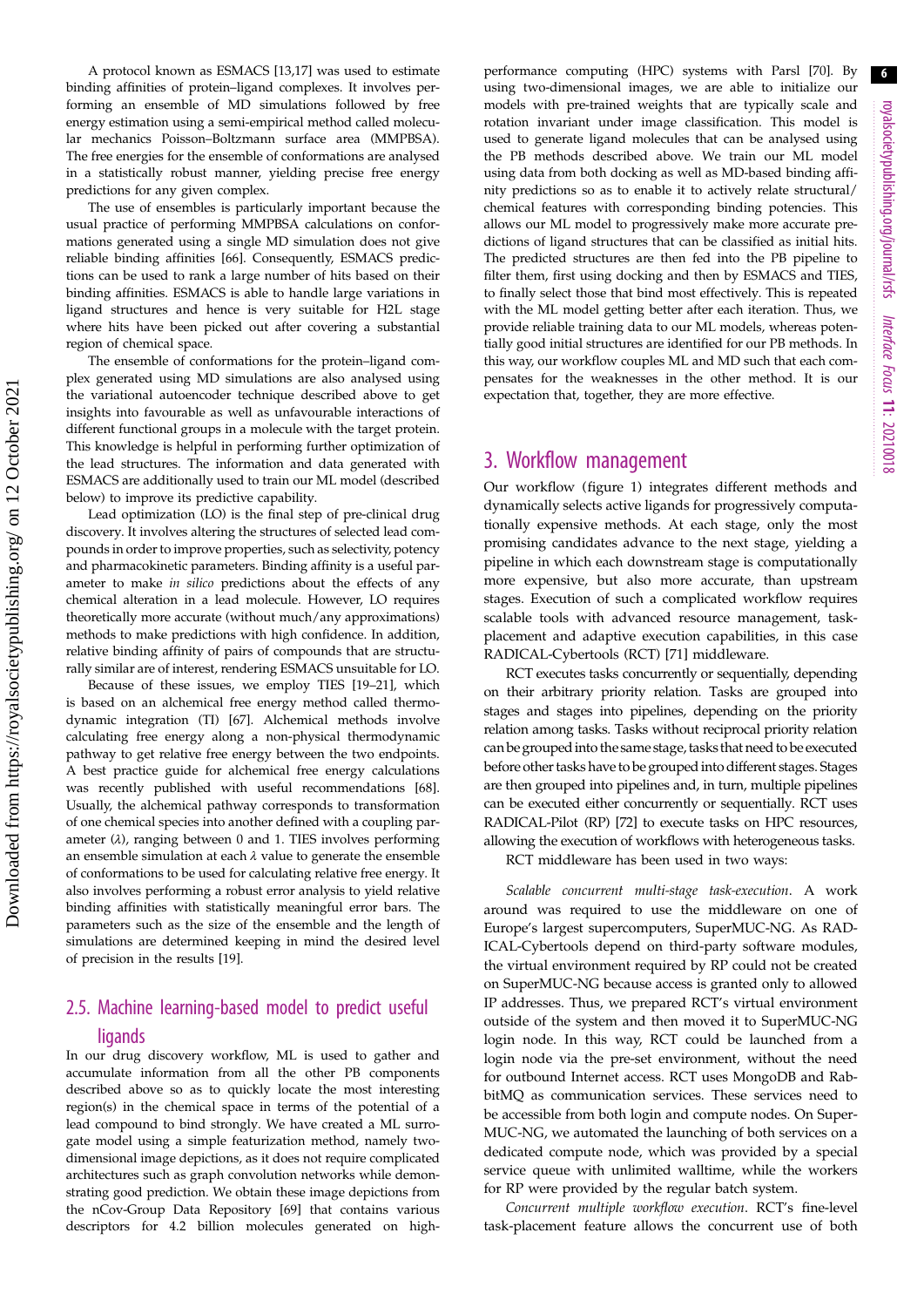A protocol known as ESMACS [13,17] was used to estimate binding affinities of protein–ligand complexes. It involves performing an ensemble of MD simulations followed by free energy estimation using a semi-empirical method called molecular mechanics Poisson–Boltzmann surface area (MMPBSA). The free energies for the ensemble of conformations are analysed in a statistically robust manner, yielding precise free energy predictions for any given complex.

The use of ensembles is particularly important because the usual practice of performing MMPBSA calculations on conformations generated using a single MD simulation does not give reliable binding affinities [66]. Consequently, ESMACS predictions can be used to rank a large number of hits based on their binding affinities. ESMACS is able to handle large variations in ligand structures and hence is very suitable for H2L stage where hits have been picked out after covering a substantial region of chemical space.

The ensemble of conformations for the protein–ligand complex generated using MD simulations are also analysed using the variational autoencoder technique described above to get insights into favourable as well as unfavourable interactions of different functional groups in a molecule with the target protein. This knowledge is helpful in performing further optimization of the lead structures. The information and data generated with ESMACS are additionally used to train our ML model (described below) to improve its predictive capability.

Lead optimization (LO) is the final step of pre-clinical drug discovery. It involves altering the structures of selected lead compounds in order to improve properties, such as selectivity, potency and pharmacokinetic parameters. Binding affinity is a useful parameter to make *in silico* predictions about the effects of any chemical alteration in a lead molecule. However, LO requires theoretically more accurate (without much/any approximations) methods to make predictions with high confidence. In addition, relative binding affinity of pairs of compounds that are structurally similar are of interest, rendering ESMACS unsuitable for LO.

Because of these issues, we employ TIES [19–21], which is based on an alchemical free energy method called thermodynamic integration (TI) [67]. Alchemical methods involve calculating free energy along a non-physical thermodynamic pathway to get relative free energy between the two endpoints. A best practice guide for alchemical free energy calculations was recently published with useful recommendations [68]. Usually, the alchemical pathway corresponds to transformation of one chemical species into another defined with a coupling parameter ($\lambda$), ranging between 0 and 1. TIES involves performing an ensemble simulation at each $\lambda$ value to generate the ensemble of conformations to be used for calculating relative free energy. It also involves performing a robust error analysis to yield relative binding affinities with statistically meaningful error bars. The parameters such as the size of the ensemble and the length of simulations are determined keeping in mind the desired level of precision in the results [19].

### 2.5. Machine learning-based model to predict useful ligands

In our drug discovery workflow, ML is used to gather and accumulate information from all the other PB components described above so as to quickly locate the most interesting region(s) in the chemical space in terms of the potential of a lead compound to bind strongly. We have created a ML surrogate model using a simple featurization method, namely two-dimensional image depictions, as it does not require complicated architectures such as graph convolution networks while demonstrating good prediction. We obtain these image depictions from the nCov-Group Data Repository [69] that contains various descriptors for 4.2 billion molecules generated on high-performance computing (HPC) systems with Parsl [70]. By using two-dimensional images, we are able to initialize our models with pre-trained weights that are typically scale and rotation invariant under image classification. This model is used to generate ligand molecules that can be analysed using the PB methods described above. We train our ML model using data from both docking as well as MD-based binding affinity predictions so as to enable it to actively relate structural/chemical features with corresponding binding potencies. This allows our ML model to progressively make more accurate predictions of ligand structures that can be classified as initial hits. The predicted structures are then fed into the PB pipeline to filter them, first using docking and then by ESMACS and TIES, to finally select those that bind most effectively. This is repeated with the ML model getting better after each iteration. Thus, we provide reliable training data to our ML models, whereas potentially good initial structures are identified for our PB methods. In this way, our workflow couples ML and MD such that each compensates for the weaknesses in the other method. It is our expectation that, together, they are more effective.

## 3. Workflow management

Our workflow (figure 1) integrates different methods and dynamically selects active ligands for progressively computationally expensive methods. At each stage, only the most promising candidates advance to the next stage, yielding a pipeline in which each downstream stage is computationally more expensive, but also more accurate, than upstream stages. Execution of such a complicated workflow requires scalable tools with advanced resource management, task-placement and adaptive execution capabilities, in this case RADICAL-Cybertools (RCT) [71] middleware.

RCT executes tasks concurrently or sequentially, depending on their arbitrary priority relation. Tasks are grouped into stages and stages into pipelines, depending on the priority relation among tasks. Tasks without reciprocal priority relation can be grouped into the same stage, tasks that need to be executed before other tasks have to be grouped into different stages. Stages are then grouped into pipelines and, in turn, multiple pipelines can be executed either concurrently or sequentially. RCT uses RADICAL-Pilot (RP) [72] to execute tasks on HPC resources, allowing the execution of workflows with heterogeneous tasks.

RCT middleware has been used in two ways:

*Scalable concurrent multi-stage task-execution.* A work around was required to use the middleware on one of Europe's largest supercomputers, SuperMUC-NG. As RADICAL-Cybertools depend on third-party software modules, the virtual environment required by RP could not be created on SuperMUC-NG because access is granted only to allowed IP addresses. Thus, we prepared RCT's virtual environment outside of the system and then moved it to SuperMUC-NG login node. In this way, RCT could be launched from a login node via the pre-set environment, without the need for outbound Internet access. RCT uses MongoDB and RabbitMQ as communication services. These services need to be accessible from both login and compute nodes. On SuperMUC-NG, we automated the launching of both services on a dedicated compute node, which was provided by a special service queue with unlimited walltime, while the workers for RP were provided by the regular batch system.

*Concurrent multiple workflow execution.* RCT's fine-level task-placement feature allows the concurrent use of both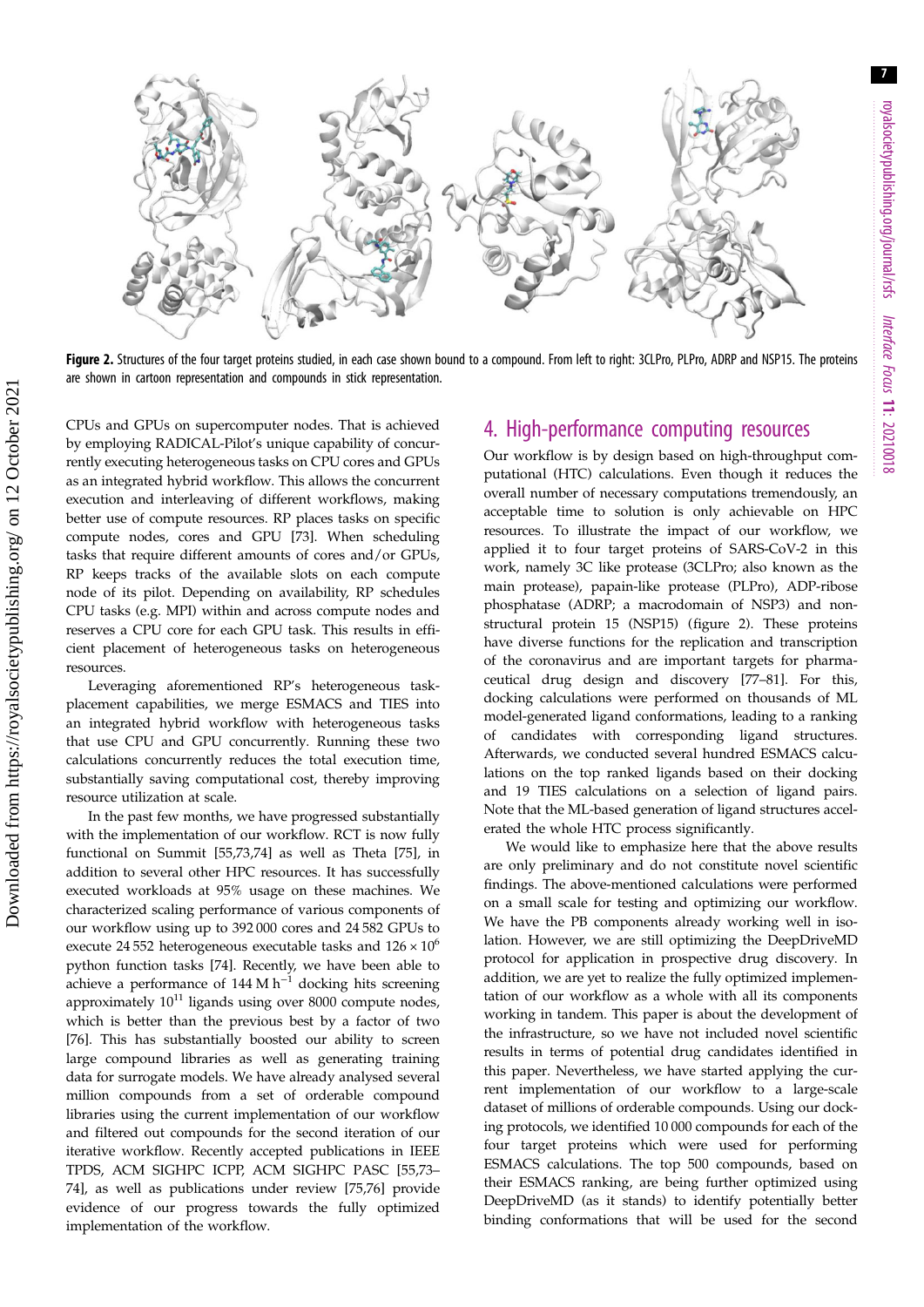**Figure 2.** Structures of the four target proteins studied, in each case shown bound to a compound. From left to right: 3CLPro, PLPro, ADRP and NSP15. The proteins are shown in cartoon representation and compounds in stick representation.

CPUs and GPUs on supercomputer nodes. That is achieved by employing RADICAL-Pilot's unique capability of concurrently executing heterogeneous tasks on CPU cores and GPUs as an integrated hybrid workflow. This allows the concurrent execution and interleaving of different workflows, making better use of compute resources. RP places tasks on specific compute nodes, cores and GPU [73]. When scheduling tasks that require different amounts of cores and/or GPUs, RP keeps tracks of the available slots on each compute node of its pilot. Depending on availability, RP schedules CPU tasks (e.g. MPI) within and across compute nodes and reserves a CPU core for each GPU task. This results in efficient placement of heterogeneous tasks on heterogeneous resources.

Leveraging aforementioned RP's heterogeneous task-placement capabilities, we merge ESMACS and TIES into an integrated hybrid workflow with heterogeneous tasks that use CPU and GPU concurrently. Running these two calculations concurrently reduces the total execution time, substantially saving computational cost, thereby improving resource utilization at scale.

In the past few months, we have progressed substantially with the implementation of our workflow. RCT is now fully functional on Summit [55,73,74] as well as Theta [75], in addition to several other HPC resources. It has successfully executed workloads at 95% usage on these machines. We characterized scaling performance of various components of our workflow using up to 392 000 cores and 24 582 GPUs to execute 24 552 heterogeneous executable tasks and $126 \times 10^6$ python function tasks [74]. Recently, we have been able to achieve a performance of $144\ \mathrm{M\ h^{-1}}$ docking hits screening approximately $10^{11}$ ligands using over 8000 compute nodes, which is better than the previous best by a factor of two [76]. This has substantially boosted our ability to screen large compound libraries as well as generating training data for surrogate models. We have already analysed several million compounds from a set of orderable compound libraries using the current implementation of our workflow and filtered out compounds for the second iteration of our iterative workflow. Recently accepted publications in IEEE TPDS, ACM SIGHPC ICPP, ACM SIGHPC PASC [55,73–74], as well as publications under review [75,76] provide evidence of our progress towards the fully optimized implementation of the workflow.

## 4. High-performance computing resources

Our workflow is by design based on high-throughput computational (HTC) calculations. Even though it reduces the overall number of necessary computations tremendously, an acceptable time to solution is only achievable on HPC resources. To illustrate the impact of our workflow, we applied it to four target proteins of SARS-CoV-2 in this work, namely 3C like protease (3CLPro; also known as the main protease), papain-like protease (PLPro), ADP-ribose phosphatase (ADRP; a macrodomain of NSP3) and non-structural protein 15 (NSP15) (figure 2). These proteins have diverse functions for the replication and transcription of the coronavirus and are important targets for pharmaceutical drug design and discovery [77–81]. For this, docking calculations were performed on thousands of ML model-generated ligand conformations, leading to a ranking of candidates with corresponding ligand structures. Afterwards, we conducted several hundred ESMACS calculations on the top ranked ligands based on their docking and 19 TIES calculations on a selection of ligand pairs. Note that the ML-based generation of ligand structures accelerated the whole HTC process significantly.

We would like to emphasize here that the above results are only preliminary and do not constitute novel scientific findings. The above-mentioned calculations were performed on a small scale for testing and optimizing our workflow. We have the PB components already working well in isolation. However, we are still optimizing the DeepDriveMD protocol for application in prospective drug discovery. In addition, we are yet to realize the fully optimized implementation of our workflow as a whole with all its components working in tandem. This paper is about the development of the infrastructure, so we have not included novel scientific results in terms of potential drug candidates identified in this paper. Nevertheless, we have started applying the current implementation of our workflow to a large-scale dataset of millions of orderable compounds. Using our docking protocols, we identified 10 000 compounds for each of the four target proteins which were used for performing ESMACS calculations. The top 500 compounds, based on their ESMACS ranking, are being further optimized using DeepDriveMD (as it stands) to identify potentially better binding conformations that will be used for the second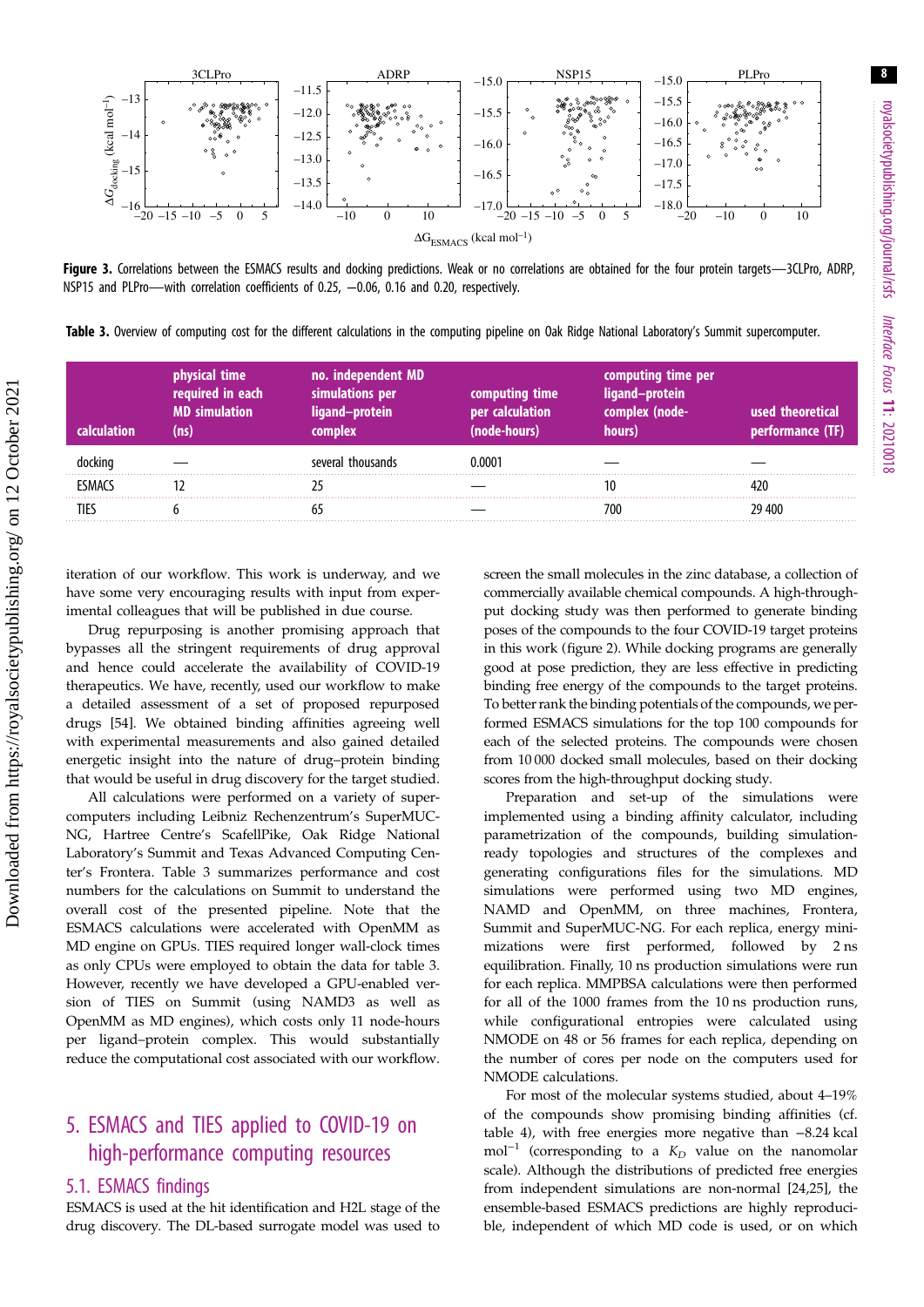**Figure 3.** Correlations between the ESMACS results and docking predictions. Weak or no correlations are obtained for the four protein targets—3CLPro, ADRP, NSP15 and PLPro—with correlation coefficients of 0.25, −0.06, 0.16 and 0.20, respectively.

**Table 3.** Overview of computing cost for the different calculations in the computing pipeline on Oak Ridge National Laboratory's Summit supercomputer.

| calculation | physical time required in each MD simulation (ns) | no. independent MD simulations per ligand–protein complex | computing time per calculation (node-hours) | computing time per ligand–protein complex (node-hours) | used theoretical performance (TF) |
|---|---|---|---|---|---|
| docking | — | several thousands | 0.0001 | — | — |
| ESMACS | 12 | 25 | — | 10 | 420 |
| TIES | 6 | 65 | — | 700 | 29 400 |

iteration of our workflow. This work is underway, and we have some very encouraging results with input from experimental colleagues that will be published in due course.

Drug repurposing is another promising approach that bypasses all the stringent requirements of drug approval and hence could accelerate the availability of COVID-19 therapeutics. We have, recently, used our workflow to make a detailed assessment of a set of proposed repurposed drugs [54]. We obtained binding affinities agreeing well with experimental measurements and also gained detailed energetic insight into the nature of drug–protein binding that would be useful in drug discovery for the target studied.

All calculations were performed on a variety of supercomputers including Leibniz Rechenzentrum's SuperMUC-NG, Hartree Centre's ScafellPike, Oak Ridge National Laboratory's Summit and Texas Advanced Computing Center's Frontera. Table 3 summarizes performance and cost numbers for the calculations on Summit to understand the overall cost of the presented pipeline. Note that the ESMACS calculations were accelerated with OpenMM as MD engine on GPUs. TIES required longer wall-clock times as only CPUs were employed to obtain the data for table 3. However, recently we have developed a GPU-enabled version of TIES on Summit (using NAMD3 as well as OpenMM as MD engines), which costs only 11 node-hours per ligand–protein complex. This would substantially reduce the computational cost associated with our workflow.

## 5. ESMACS and TIES applied to COVID-19 on high-performance computing resources

### 5.1. ESMACS findings

ESMACS is used at the hit identification and H2L stage of the drug discovery. The DL-based surrogate model was used to screen the small molecules in the zinc database, a collection of commercially available chemical compounds. A high-throughput docking study was then performed to generate binding poses of the compounds to the four COVID-19 target proteins in this work (figure 2). While docking programs are generally good at pose prediction, they are less effective in predicting binding free energy of the compounds to the target proteins. To better rank the binding potentials of the compounds, we performed ESMACS simulations for the top 100 compounds for each of the selected proteins. The compounds were chosen from 10 000 docked small molecules, based on their docking scores from the high-throughput docking study.

Preparation and set-up of the simulations were implemented using a binding affinity calculator, including parametrization of the compounds, building simulation-ready topologies and structures of the complexes and generating configurations files for the simulations. MD simulations were performed using two MD engines, NAMD and OpenMM, on three machines, Frontera, Summit and SuperMUC-NG. For each replica, energy minimizations were first performed, followed by 2 ns equilibration. Finally, 10 ns production simulations were run for each replica. MMPBSA calculations were then performed for all of the 1000 frames from the 10 ns production runs, while configurational entropies were calculated using NMODE on 48 or 56 frames for each replica, depending on the number of cores per node on the computers used for NMODE calculations.

For most of the molecular systems studied, about 4–19% of the compounds show promising binding affinities (cf. table 4), with free energies more negative than −8.24 kcal mol$^{-1}$ (corresponding to a $K_D$ value on the nanomolar scale). Although the distributions of predicted free energies from independent simulations are non-normal [24,25], the ensemble-based ESMACS predictions are highly reproducible, independent of which MD code is used, or on which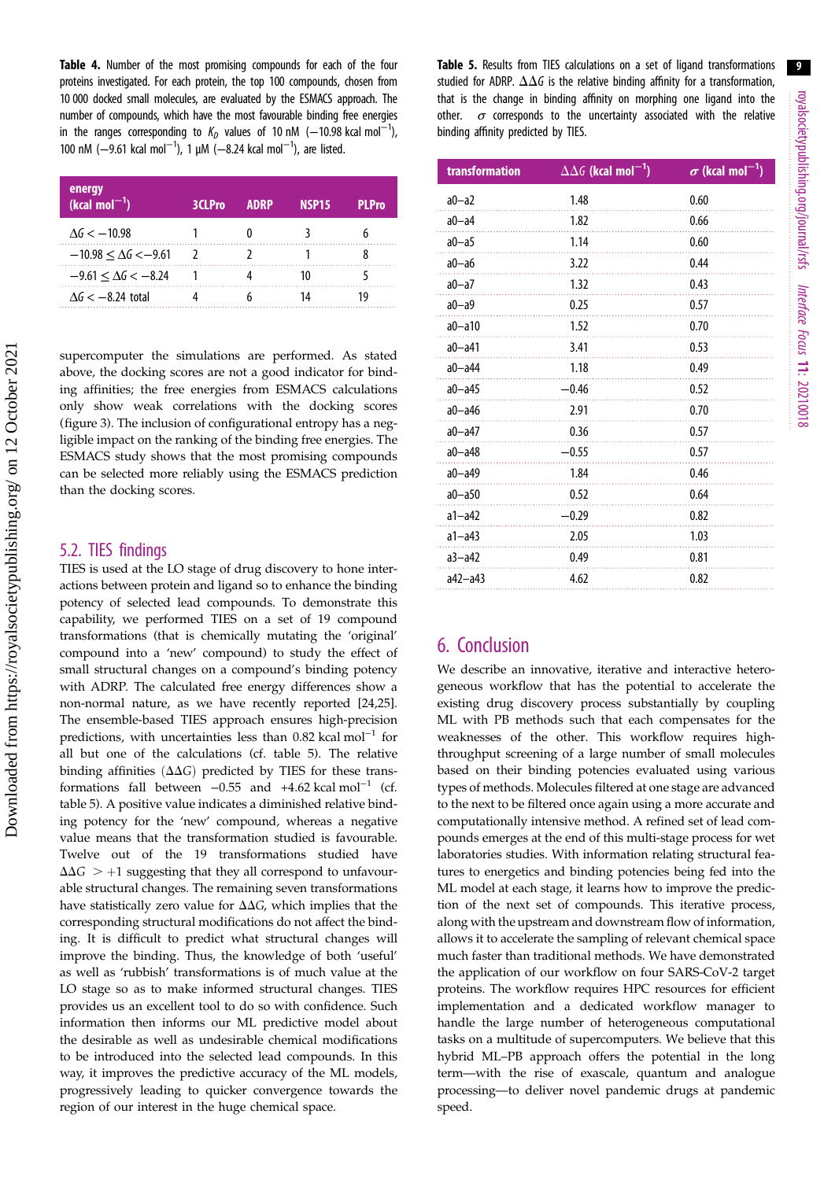**Table 4.** Number of the most promising compounds for each of the four proteins investigated. For each protein, the top 100 compounds, chosen from 10 000 docked small molecules, are evaluated by the ESMACS approach. The number of compounds, which have the most favourable binding free energies in the ranges corresponding to $K_D$ values of 10 nM (−10.98 kcal mol$^{-1}$), 100 nM (−9.61 kcal mol$^{-1}$), 1 μM (−8.24 kcal mol$^{-1}$), are listed.

| energy (kcal mol$^{-1}$) | 3CLPro | ADRP | NSP15 | PLPro |
|---|---|---|---|---|
| $\Delta G < -10.98$ | 1 | 0 | 3 | 6 |
| $-10.98 \le \Delta G < -9.61$ | 2 | 2 | 1 | 8 |
| $-9.61 \le \Delta G < -8.24$ | 1 | 4 | 10 | 5 |
| $\Delta G < -8.24$ total | 4 | 6 | 14 | 19 |

supercomputer the simulations are performed. As stated above, the docking scores are not a good indicator for binding affinities; the free energies from ESMACS calculations only show weak correlations with the docking scores (figure 3). The inclusion of configurational entropy has a negligible impact on the ranking of the binding free energies. The ESMACS study shows that the most promising compounds can be selected more reliably using the ESMACS prediction than the docking scores.

## 5.2. TIES findings

TIES is used at the LO stage of drug discovery to hone interactions between protein and ligand so to enhance the binding potency of selected lead compounds. To demonstrate this capability, we performed TIES on a set of 19 compound transformations (that is chemically mutating the 'original' compound into a 'new' compound) to study the effect of small structural changes on a compound's binding potency with ADRP. The calculated free energy differences show a non-normal nature, as we have recently reported [24,25]. The ensemble-based TIES approach ensures high-precision predictions, with uncertainties less than 0.82 kcal mol$^{-1}$ for all but one of the calculations (cf. table 5). The relative binding affinities ($\Delta\Delta G$) predicted by TIES for these transformations fall between −0.55 and +4.62 kcal mol$^{-1}$ (cf. table 5). A positive value indicates a diminished relative binding potency for the 'new' compound, whereas a negative value means that the transformation studied is favourable. Twelve out of the 19 transformations studied have $\Delta\Delta G > +1$ suggesting that they all correspond to unfavourable structural changes. The remaining seven transformations have statistically zero value for $\Delta\Delta G$, which implies that the corresponding structural modifications do not affect the binding. It is difficult to predict what structural changes will improve the binding. Thus, the knowledge of both 'useful' as well as 'rubbish' transformations is of much value at the LO stage so as to make informed structural changes. TIES provides us an excellent tool to do so with confidence. Such information then informs our ML predictive model about the desirable as well as undesirable chemical modifications to be introduced into the selected lead compounds. In this way, it improves the predictive accuracy of the ML models, progressively leading to quicker convergence towards the region of our interest in the huge chemical space.

**Table 5.** Results from TIES calculations on a set of ligand transformations studied for ADRP. $\Delta\Delta G$ is the relative binding affinity for a transformation, that is the change in binding affinity on morphing one ligand into the other. $\sigma$ corresponds to the uncertainty associated with the relative binding affinity predicted by TIES.

| transformation | $\Delta\Delta G$ (kcal mol$^{-1}$) | $\sigma$ (kcal mol$^{-1}$) |
|---|---|---|
| a0–a2 | 1.48 | 0.60 |
| a0–a4 | 1.82 | 0.66 |
| a0–a5 | 1.14 | 0.60 |
| a0–a6 | 3.22 | 0.44 |
| a0–a7 | 1.32 | 0.43 |
| a0–a9 | 0.25 | 0.57 |
| a0–a10 | 1.52 | 0.70 |
| a0–a41 | 3.41 | 0.53 |
| a0–a44 | 1.18 | 0.49 |
| a0–a45 | −0.46 | 0.52 |
| a0–a46 | 2.91 | 0.70 |
| a0–a47 | 0.36 | 0.57 |
| a0–a48 | −0.55 | 0.57 |
| a0–a49 | 1.84 | 0.46 |
| a0–a50 | 0.52 | 0.64 |
| a1–a42 | −0.29 | 0.82 |
| a1–a43 | 2.05 | 1.03 |
| a3–a42 | 0.49 | 0.81 |
| a42–a43 | 4.62 | 0.82 |

# 6. Conclusion

We describe an innovative, iterative and interactive heterogeneous workflow that has the potential to accelerate the existing drug discovery process substantially by coupling ML with PB methods such that each compensates for the weaknesses of the other. This workflow requires high-throughput screening of a large number of small molecules based on their binding potencies evaluated using various types of methods. Molecules filtered at one stage are advanced to the next to be filtered once again using a more accurate and computationally intensive method. A refined set of lead compounds emerges at the end of this multi-stage process for wet laboratories studies. With information relating structural features to energetics and binding potencies being fed into the ML model at each stage, it learns how to improve the prediction of the next set of compounds. This iterative process, along with the upstream and downstream flow of information, allows it to accelerate the sampling of relevant chemical space much faster than traditional methods. We have demonstrated the application of our workflow on four SARS-CoV-2 target proteins. The workflow requires HPC resources for efficient implementation and a dedicated workflow manager to handle the large number of heterogeneous computational tasks on a multitude of supercomputers. We believe that this hybrid ML–PB approach offers the potential in the long term—with the rise of exascale, quantum and analogue processing—to deliver novel pandemic drugs at pandemic speed.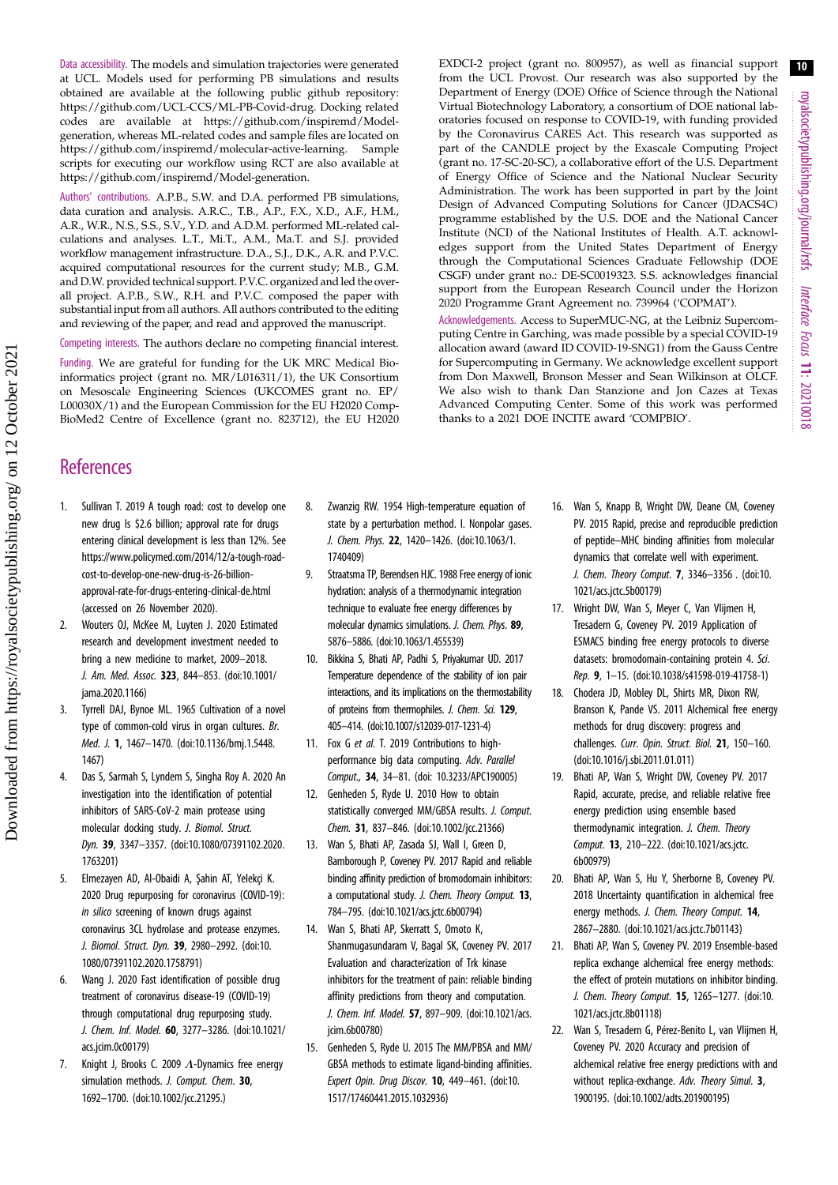**Data accessibility.** The models and simulation trajectories were generated at UCL. Models used for performing PB simulations and results obtained are available at the following public github repository: https://github.com/UCL-CCS/ML-PB-Covid-drug. Docking related codes are available at https://github.com/inspiremd/Model-generation, whereas ML-related codes and sample files are located on https://github.com/inspiremd/molecular-active-learning. Sample scripts for executing our workflow using RCT are also available at https://github.com/inspiremd/Model-generation.

**Authors' contributions.** A.P.B., S.W. and D.A. performed PB simulations, data curation and analysis. A.R.C., T.B., A.P., F.X., X.D., A.F., H.M., A.R., W.R., N.S., S.S., S.V., Y.D. and A.D.M. performed ML-related calculations and analyses. L.T., Mi.T., A.M., Ma.T. and S.J. provided workflow management infrastructure. D.A., S.J., D.K., A.R. and P.V.C. acquired computational resources for the current study; M.B., G.M. and D.W. provided technical support. P.V.C. organized and led the overall project. A.P.B., S.W., R.H. and P.V.C. composed the paper with substantial input from all authors. All authors contributed to the editing and reviewing of the paper, and read and approved the manuscript.

**Competing interests.** The authors declare no competing financial interest.

**Funding.** We are grateful for funding for the UK MRC Medical Bioinformatics project (grant no. MR/L016311/1), the UK Consortium on Mesoscale Engineering Sciences (UKCOMES grant no. EP/L00030X/1) and the European Commission for the EU H2020 CompBioMed2 Centre of Excellence (grant no. 823712), the EU H2020 EXDCI-2 project (grant no. 800957), as well as financial support from the UCL Provost. Our research was also supported by the Department of Energy (DOE) Office of Science through the National Virtual Biotechnology Laboratory, a consortium of DOE national laboratories focused on response to COVID-19, with funding provided by the Coronavirus CARES Act. This research was supported as part of the CANDLE project by the Exascale Computing Project (grant no. 17-SC-20-SC), a collaborative effort of the U.S. Department of Energy Office of Science and the National Nuclear Security Administration. The work has been supported in part by the Joint Design of Advanced Computing Solutions for Cancer (JDACS4C) programme established by the U.S. DOE and the National Cancer Institute (NCI) of the National Institutes of Health. A.T. acknowledges support from the United States Department of Energy through the Computational Sciences Graduate Fellowship (DOE CSGF) under grant no.: DE-SC0019323. S.S. acknowledges financial support from the European Research Council under the Horizon 2020 Programme Grant Agreement no. 739964 ('COPMAT').

**Acknowledgements.** Access to SuperMUC-NG, at the Leibniz Supercomputing Centre in Garching, was made possible by a special COVID-19 allocation award (award ID COVID-19-SNG1) from the Gauss Centre for Supercomputing in Germany. We acknowledge excellent support from Don Maxwell, Bronson Messer and Sean Wilkinson at OLCF. We also wish to thank Dan Stanzione and Jon Cazes at Texas Advanced Computing Center. Some of this work was performed thanks to a 2021 DOE INCITE award 'COMPBIO'.

# References

1. Sullivan T. 2019 A tough road: cost to develop one new drug Is $2.6 billion; approval rate for drugs entering clinical development is less than 12%. See https://www.policymed.com/2014/12/a-tough-road-cost-to-develop-one-new-drug-is-26-billion-approval-rate-for-drugs-entering-clinical-de.html (accessed on 26 November 2020).
2. Wouters OJ, McKee M, Luyten J. 2020 Estimated research and development investment needed to bring a new medicine to market, 2009–2018. *J. Am. Med. Assoc.* **323**, 844–853. (doi:10.1001/jama.2020.1166)
3. Tyrrell DAJ, Bynoe ML. 1965 Cultivation of a novel type of common-cold virus in organ cultures. *Br. Med. J.* **1**, 1467–1470. (doi:10.1136/bmj.1.5448.1467)
4. Das S, Sarmah S, Lyndem S, Singha Roy A. 2020 An investigation into the identification of potential inhibitors of SARS-CoV-2 main protease using molecular docking study. *J. Biomol. Struct. Dyn.* **39**, 3347–3357. (doi:10.1080/07391102.2020.1763201)
5. Elmezayen AD, Al-Obaidi A, Şahin AT, Yelekçi K. 2020 Drug repurposing for coronavirus (COVID-19): *in silico* screening of known drugs against coronavirus 3CL hydrolase and protease enzymes. *J. Biomol. Struct. Dyn.* **39**, 2980–2992. (doi:10.1080/07391102.2020.1758791)
6. Wang J. 2020 Fast identification of possible drug treatment of coronavirus disease-19 (COVID-19) through computational drug repurposing study. *J. Chem. Inf. Model.* **60**, 3277–3286. (doi:10.1021/acs.jcim.0c00179)
7. Knight J, Brooks C. 2009 $\Lambda$-Dynamics free energy simulation methods. *J. Comput. Chem.* **30**, 1692–1700. (doi:10.1002/jcc.21295.)
8. Zwanzig RW. 1954 High-temperature equation of state by a perturbation method. I. Nonpolar gases. *J. Chem. Phys.* **22**, 1420–1426. (doi:10.1063/1.1740409)
9. Straatsma TP, Berendsen HJC. 1988 Free energy of ionic hydration: analysis of a thermodynamic integration technique to evaluate free energy differences by molecular dynamics simulations. *J. Chem. Phys.* **89**, 5876–5886. (doi:10.1063/1.455539)
10. Bikkina S, Bhati AP, Padhi S, Priyakumar UD. 2017 Temperature dependence of the stability of ion pair interactions, and its implications on the thermostability of proteins from thermophiles. *J. Chem. Sci.* **129**, 405–414. (doi:10.1007/s12039-017-1231-4)
11. Fox G *et al.* T. 2019 Contributions to high-performance big data computing. *Adv. Parallel Comput.*, **34**, 34–81. (doi: 10.3233/APC190005)
12. Genheden S, Ryde U. 2010 How to obtain statistically converged MM/GBSA results. *J. Comput. Chem.* **31**, 837–846. (doi:10.1002/jcc.21366)
13. Wan S, Bhati AP, Zasada SJ, Wall I, Green D, Bamborough P, Coveney PV. 2017 Rapid and reliable binding affinity prediction of bromodomain inhibitors: a computational study. *J. Chem. Theory Comput.* **13**, 784–795. (doi:10.1021/acs.jctc.6b00794)
14. Wan S, Bhati AP, Skerratt S, Omoto K, Shanmugasundaram V, Bagal SK, Coveney PV. 2017 Evaluation and characterization of Trk kinase inhibitors for the treatment of pain: reliable binding affinity predictions from theory and computation. *J. Chem. Inf. Model.* **57**, 897–909. (doi:10.1021/acs.jcim.6b00780)
15. Genheden S, Ryde U. 2015 The MM/PBSA and MM/GBSA methods to estimate ligand-binding affinities. *Expert Opin. Drug Discov.* **10**, 449–461. (doi:10.1517/17460441.2015.1032936)
16. Wan S, Knapp B, Wright DW, Deane CM, Coveney PV. 2015 Rapid, precise and reproducible prediction of peptide–MHC binding affinities from molecular dynamics that correlate well with experiment. *J. Chem. Theory Comput.* **7**, 3346–3356 . (doi:10.1021/acs.jctc.5b00179)
17. Wright DW, Wan S, Meyer C, Van Vlijmen H, Tresadern G, Coveney PV. 2019 Application of ESMACS binding free energy protocols to diverse datasets: bromodomain-containing protein 4. *Sci. Rep.* **9**, 1–15. (doi:10.1038/s41598-019-41758-1)
18. Chodera JD, Mobley DL, Shirts MR, Dixon RW, Branson K, Pande VS. 2011 Alchemical free energy methods for drug discovery: progress and challenges. *Curr. Opin. Struct. Biol.* **21**, 150–160. (doi:10.1016/j.sbi.2011.01.011)
19. Bhati AP, Wan S, Wright DW, Coveney PV. 2017 Rapid, accurate, precise, and reliable relative free energy prediction using ensemble based thermodynamic integration. *J. Chem. Theory Comput.* **13**, 210–222. (doi:10.1021/acs.jctc.6b00979)
20. Bhati AP, Wan S, Hu Y, Sherborne B, Coveney PV. 2018 Uncertainty quantification in alchemical free energy methods. *J. Chem. Theory Comput.* **14**, 2867–2880. (doi:10.1021/acs.jctc.7b01143)
21. Bhati AP, Wan S, Coveney PV. 2019 Ensemble-based replica exchange alchemical free energy methods: the effect of protein mutations on inhibitor binding. *J. Chem. Theory Comput.* **15**, 1265–1277. (doi:10.1021/acs.jctc.8b01118)
22. Wan S, Tresadern G, Pérez-Benito L, van Vlijmen H, Coveney PV. 2020 Accuracy and precision of alchemical relative free energy predictions with and without replica-exchange. *Adv. Theory Simul.* **3**, 1900195. (doi:10.1002/adts.201900195)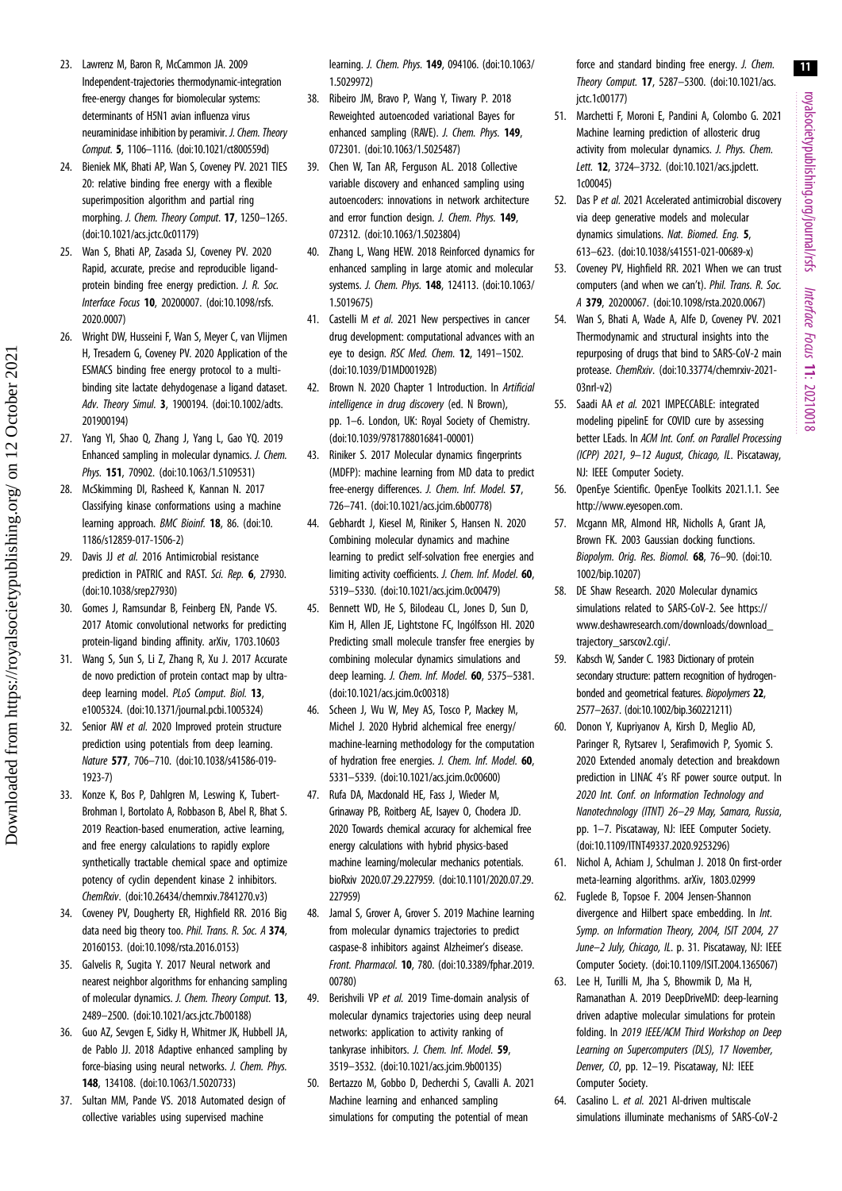23. Lawrenz M, Baron R, McCammon JA. 2009 Independent-trajectories thermodynamic-integration free-energy changes for biomolecular systems: determinants of H5N1 avian influenza virus neuraminidase inhibition by peramivir. *J. Chem. Theory Comput.* **5**, 1106–1116. (doi:10.1021/ct800559d)
24. Bieniek MK, Bhati AP, Wan S, Coveney PV. 2021 TIES 20: relative binding free energy with a flexible superimposition algorithm and partial ring morphing. *J. Chem. Theory Comput.* **17**, 1250–1265. (doi:10.1021/acs.jctc.0c01179)
25. Wan S, Bhati AP, Zasada SJ, Coveney PV. 2020 Rapid, accurate, precise and reproducible ligand-protein binding free energy prediction. *J. R. Soc. Interface Focus* **10**, 20200007. (doi:10.1098/rsfs.2020.0007)
26. Wright DW, Husseini F, Wan S, Meyer C, van Vlijmen H, Tresadern G, Coveney PV. 2020 Application of the ESMACS binding free energy protocol to a multi-binding site lactate dehydogenase a ligand dataset. *Adv. Theory Simul.* **3**, 1900194. (doi:10.1002/adts.201900194)
27. Yang YI, Shao Q, Zhang J, Yang L, Gao YQ. 2019 Enhanced sampling in molecular dynamics. *J. Chem. Phys.* **151**, 70902. (doi:10.1063/1.5109531)
28. McSkimming DI, Rasheed K, Kannan N. 2017 Classifying kinase conformations using a machine learning approach. *BMC Bioinf.* **18**, 86. (doi:10.1186/s12859-017-1506-2)
29. Davis JJ *et al.* 2016 Antimicrobial resistance prediction in PATRIC and RAST. *Sci. Rep.* **6**, 27930. (doi:10.1038/srep27930)
30. Gomes J, Ramsundar B, Feinberg EN, Pande VS. 2017 Atomic convolutional networks for predicting protein-ligand binding affinity. arXiv, 1703.10603
31. Wang S, Sun S, Li Z, Zhang R, Xu J. 2017 Accurate de novo prediction of protein contact map by ultra-deep learning model. *PLoS Comput. Biol.* **13**, e1005324. (doi:10.1371/journal.pcbi.1005324)
32. Senior AW *et al.* 2020 Improved protein structure prediction using potentials from deep learning. *Nature* **577**, 706–710. (doi:10.1038/s41586-019-1923-7)
33. Konze K, Bos P, Dahlgren M, Leswing K, Tubert-Brohman I, Bortolato A, Robbason B, Abel R, Bhat S. 2019 Reaction-based enumeration, active learning, and free energy calculations to rapidly explore synthetically tractable chemical space and optimize potency of cyclin dependent kinase 2 inhibitors. *ChemRxiv*. (doi:10.26434/chemrxiv.7841270.v3)
34. Coveney PV, Dougherty ER, Highfield RR. 2016 Big data need big theory too. *Phil. Trans. R. Soc. A* **374**, 20160153. (doi:10.1098/rsta.2016.0153)
35. Galvelis R, Sugita Y. 2017 Neural network and nearest neighbor algorithms for enhancing sampling of molecular dynamics. *J. Chem. Theory Comput.* **13**, 2489–2500. (doi:10.1021/acs.jctc.7b00188)
36. Guo AZ, Sevgen E, Sidky H, Whitmer JK, Hubbell JA, de Pablo JJ. 2018 Adaptive enhanced sampling by force-biasing using neural networks. *J. Chem. Phys.* **148**, 134108. (doi:10.1063/1.5020733)
37. Sultan MM, Pande VS. 2018 Automated design of collective variables using supervised machine learning. *J. Chem. Phys.* **149**, 094106. (doi:10.1063/1.5029972)
38. Ribeiro JM, Bravo P, Wang Y, Tiwary P. 2018 Reweighted autoencoded variational Bayes for enhanced sampling (RAVE). *J. Chem. Phys.* **149**, 072301. (doi:10.1063/1.5025487)
39. Chen W, Tan AR, Ferguson AL. 2018 Collective variable discovery and enhanced sampling using autoencoders: innovations in network architecture and error function design. *J. Chem. Phys.* **149**, 072312. (doi:10.1063/1.5023804)
40. Zhang L, Wang HEW. 2018 Reinforced dynamics for enhanced sampling in large atomic and molecular systems. *J. Chem. Phys.* **148**, 124113. (doi:10.1063/1.5019675)
41. Castelli M *et al.* 2021 New perspectives in cancer drug development: computational advances with an eye to design. *RSC Med. Chem.* **12**, 1491–1502. (doi:10.1039/D1MD00192B)
42. Brown N. 2020 Chapter 1 Introduction. In *Artificial intelligence in drug discovery* (ed. N Brown), pp. 1–6. London, UK: Royal Society of Chemistry. (doi:10.1039/9781788016841-00001)
43. Riniker S. 2017 Molecular dynamics fingerprints (MDFP): machine learning from MD data to predict free-energy differences. *J. Chem. Inf. Model.* **57**, 726–741. (doi:10.1021/acs.jcim.6b00778)
44. Gebhardt J, Kiesel M, Riniker S, Hansen N. 2020 Combining molecular dynamics and machine learning to predict self-solvation free energies and limiting activity coefficients. *J. Chem. Inf. Model.* **60**, 5319–5330. (doi:10.1021/acs.jcim.0c00479)
45. Bennett WD, He S, Bilodeau CL, Jones D, Sun D, Kim H, Allen JE, Lightstone FC, Ingólfsson HI. 2020 Predicting small molecule transfer free energies by combining molecular dynamics simulations and deep learning. *J. Chem. Inf. Model.* **60**, 5375–5381. (doi:10.1021/acs.jcim.0c00318)
46. Scheen J, Wu W, Mey AS, Tosco P, Mackey M, Michel J. 2020 Hybrid alchemical free energy/machine-learning methodology for the computation of hydration free energies. *J. Chem. Inf. Model.* **60**, 5331–5339. (doi:10.1021/acs.jcim.0c00600)
47. Rufa DA, Macdonald HE, Fass J, Wieder M, Grinaway PB, Roitberg AE, Isayev O, Chodera JD. 2020 Towards chemical accuracy for alchemical free energy calculations with hybrid physics-based machine learning/molecular mechanics potentials. bioRxiv 2020.07.29.227959. (doi:10.1101/2020.07.29.227959)
48. Jamal S, Grover A, Grover S. 2019 Machine learning from molecular dynamics trajectories to predict caspase-8 inhibitors against Alzheimer's disease. *Front. Pharmacol.* **10**, 780. (doi:10.3389/fphar.2019.00780)
49. Berishvili VP *et al.* 2019 Time-domain analysis of molecular dynamics trajectories using deep neural networks: application to activity ranking of tankyrase inhibitors. *J. Chem. Inf. Model.* **59**, 3519–3532. (doi:10.1021/acs.jcim.9b00135)
50. Bertazzo M, Gobbo D, Decherchi S, Cavalli A. 2021 Machine learning and enhanced sampling simulations for computing the potential of mean force and standard binding free energy. *J. Chem. Theory Comput.* **17**, 5287–5300. (doi:10.1021/acs.jctc.1c00177)
51. Marchetti F, Moroni E, Pandini A, Colombo G. 2021 Machine learning prediction of allosteric drug activity from molecular dynamics. *J. Phys. Chem. Lett.* **12**, 3724–3732. (doi:10.1021/acs.jpclett.1c00045)
52. Das P *et al.* 2021 Accelerated antimicrobial discovery via deep generative models and molecular dynamics simulations. *Nat. Biomed. Eng.* **5**, 613–623. (doi:10.1038/s41551-021-00689-x)
53. Coveney PV, Highfield RR. 2021 When we can trust computers (and when we can't). *Phil. Trans. R. Soc. A* **379**, 20200067. (doi:10.1098/rsta.2020.0067)
54. Wan S, Bhati A, Wade A, Alfe D, Coveney PV. 2021 Thermodynamic and structural insights into the repurposing of drugs that bind to SARS-CoV-2 main protease. *ChemRxiv*. (doi:10.33774/chemrxiv-2021-03nrl-v2)
55. Saadi AA *et al.* 2021 IMPECCABLE: integrated modeling pipelinE for COVID cure by assessing better LEads. In *ACM Int. Conf. on Parallel Processing (ICPP) 2021, 9–12 August, Chicago, IL*. Piscataway, NJ: IEEE Computer Society.
56. OpenEye Scientific. OpenEye Toolkits 2021.1.1. See http://www.eyesopen.com.
57. Mcgann MR, Almond HR, Nicholls A, Grant JA, Brown FK. 2003 Gaussian docking functions. *Biopolym. Orig. Res. Biomol.* **68**, 76–90. (doi:10.1002/bip.10207)
58. DE Shaw Research. 2020 Molecular dynamics simulations related to SARS-CoV-2. See https://www.deshawresearch.com/downloads/download_trajectory_sarscov2.cgi/.
59. Kabsch W, Sander C. 1983 Dictionary of protein secondary structure: pattern recognition of hydrogen-bonded and geometrical features. *Biopolymers* **22**, 2577–2637. (doi:10.1002/bip.360221211)
60. Donon Y, Kupriyanov A, Kirsh D, Meglio AD, Paringer R, Rytsarev I, Serafimovich P, Syomic S. 2020 Extended anomaly detection and breakdown prediction in LINAC 4's RF power source output. In *2020 Int. Conf. on Information Technology and Nanotechnology (ITNT) 26–29 May, Samara, Russia*, pp. 1–7. Piscataway, NJ: IEEE Computer Society. (doi:10.1109/ITNT49337.2020.9253296)
61. Nichol A, Achiam J, Schulman J. 2018 On first-order meta-learning algorithms. arXiv, 1803.02999
62. Fuglede B, Topsoe F. 2004 Jensen-Shannon divergence and Hilbert space embedding. In *Int. Symp. on Information Theory, 2004, ISIT 2004, 27 June–2 July, Chicago, IL*. p. 31. Piscataway, NJ: IEEE Computer Society. (doi:10.1109/ISIT.2004.1365067)
63. Lee H, Turilli M, Jha S, Bhowmik D, Ma H, Ramanathan A. 2019 DeepDriveMD: deep-learning driven adaptive molecular simulations for protein folding. In *2019 IEEE/ACM Third Workshop on Deep Learning on Supercomputers (DLS), 17 November, Denver, CO*, pp. 12–19. Piscataway, NJ: IEEE Computer Society.
64. Casalino L. *et al.* 2021 AI-driven multiscale simulations illuminate mechanisms of SARS-CoV-2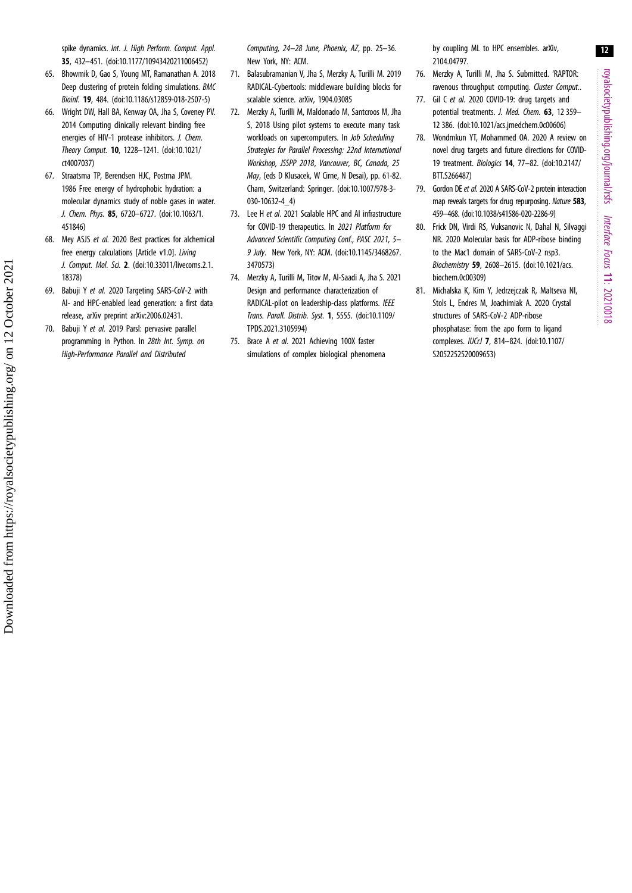spike dynamics. *Int. J. High Perform. Comput. Appl.* **35**, 432–451. (doi:10.1177/10943420211006452)

65. Bhowmik D, Gao S, Young MT, Ramanathan A. 2018 Deep clustering of protein folding simulations. *BMC Bioinf.* **19**, 484. (doi:10.1186/s12859-018-2507-5)
66. Wright DW, Hall BA, Kenway OA, Jha S, Coveney PV. 2014 Computing clinically relevant binding free energies of HIV-1 protease inhibitors. *J. Chem. Theory Comput.* **10**, 1228–1241. (doi:10.1021/ct4007037)
67. Straatsma TP, Berendsen HJC, Postma JPM. 1986 Free energy of hydrophobic hydration: a molecular dynamics study of noble gases in water. *J. Chem. Phys.* **85**, 6720–6727. (doi:10.1063/1.451846)
68. Mey ASJS *et al.* 2020 Best practices for alchemical free energy calculations [Article v1.0]. *Living J. Comput. Mol. Sci.* **2**. (doi:10.33011/livecoms.2.1.18378)
69. Babuji Y *et al.* 2020 Targeting SARS-CoV-2 with AI- and HPC-enabled lead generation: a first data release, arXiv preprint arXiv:2006.02431.
70. Babuji Y *et al.* 2019 Parsl: pervasive parallel programming in Python. In *28th Int. Symp. on High-Performance Parallel and Distributed Computing, 24–28 June, Phoenix, AZ*, pp. 25–36. New York, NY: ACM.
71. Balasubramanian V, Jha S, Merzky A, Turilli M. 2019 RADICAL-Cybertools: middleware building blocks for scalable science. arXiv, 1904.03085
72. Merzky A, Turilli M, Maldonado M, Santcroos M, Jha S, 2018 Using pilot systems to execute many task workloads on supercomputers. In *Job Scheduling Strategies for Parallel Processing: 22nd International Workshop, JSSPP 2018*, *Vancouver, BC, Canada*, *25 May*, (eds D Klusacek, W Cirne, N Desai), pp. 61-82. Cham, Switzerland: Springer. (doi:10.1007/978-3-030-10632-4_4)
73. Lee H *et al*. 2021 Scalable HPC and AI infrastructure for COVID-19 therapeutics. In *2021 Platform for Advanced Scientific Computing Conf., PASC 2021, 5–9 July*. New York, NY: ACM. (doi:10.1145/3468267.3470573)
74. Merzky A, Turilli M, Titov M, Al-Saadi A, Jha S. 2021 Design and performance characterization of RADICAL-pilot on leadership-class platforms. *IEEE Trans. Parall. Distrib. Syst.* **1**, 5555. (doi:10.1109/TPDS.2021.3105994)
75. Brace A *et al.* 2021 Achieving 100X faster simulations of complex biological phenomena by coupling ML to HPC ensembles. arXiv, 2104.04797.
76. Merzky A, Turilli M, Jha S. Submitted. 'RAPTOR: ravenous throughput computing. *Cluster Comput.*.
77. Gil C *et al.* 2020 COVID-19: drug targets and potential treatments. *J. Med. Chem.* **63**, 12 359–12 386. (doi:10.1021/acs.jmedchem.0c00606)
78. Wondmkun YT, Mohammed OA. 2020 A review on novel drug targets and future directions for COVID-19 treatment. *Biologics* **14**, 77–82. (doi:10.2147/BTT.S266487)
79. Gordon DE *et al.* 2020 A SARS-CoV-2 protein interaction map reveals targets for drug repurposing. *Nature* **583**, 459–468. (doi:10.1038/s41586-020-2286-9)
80. Frick DN, Virdi RS, Vuksanovic N, Dahal N, Silvaggi NR. 2020 Molecular basis for ADP-ribose binding to the Mac1 domain of SARS-CoV-2 nsp3. *Biochemistry* **59**, 2608–2615. (doi:10.1021/acs.biochem.0c00309)
81. Michalska K, Kim Y, Jedrzejczak R, Maltseva NI, Stols L, Endres M, Joachimiak A. 2020 Crystal structures of SARS-CoV-2 ADP-ribose phosphatase: from the apo form to ligand complexes. *IUCrJ* **7**, 814–824. (doi:10.1107/S2052252520009653)